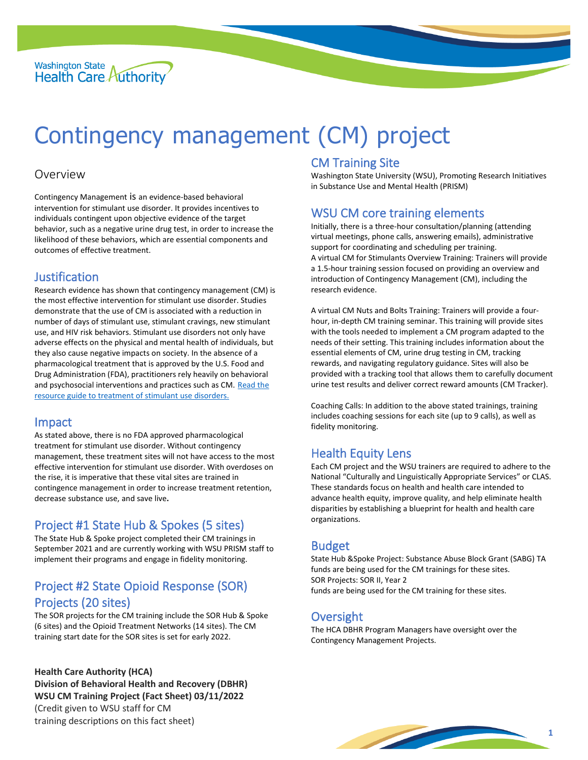Washington State Health Care Authority

# Contingency management (CM) project

## Overview

Contingency Management is an evidence-based behavioral intervention for stimulant use disorder. It provides incentives to individuals contingent upon objective evidence of the target behavior, such as a negative urine drug test, in order to increase the likelihood of these behaviors, which are essential components and outcomes of effective treatment.

## Justification

Research evidence has shown that contingency management (CM) is the most effective intervention for stimulant use disorder. Studies demonstrate that the use of CM is associated with a reduction in number of days of stimulant use, stimulant cravings, new stimulant use, and HIV risk behaviors. Stimulant use disorders not only have adverse effects on the physical and mental health of individuals, but they also cause negative impacts on society. In the absence of a pharmacological treatment that is approved by the U.S. Food and Drug Administration (FDA), practitioners rely heavily on behavioral and psychosocial interventions and practices such as CM. Read the resource guide to treatment of stimulant use disorders.

## Impact

As stated above, there is no FDA approved pharmacological treatment for stimulant use disorder. Without contingency management, these treatment sites will not have access to the most effective intervention for stimulant use disorder. With overdoses on the rise, it is imperative that these vital sites are trained in contingence management in order to increase treatment retention, decrease substance use, and save live**.**

## Project #1 State Hub & Spokes (5 sites)

The State Hub & Spoke project completed their CM trainings in September 2021 and are currently working with WSU PRISM staff to implement their programs and engage in fidelity monitoring.

## Project #2 State Opioid Response (SOR) Projects (20 sites)

The SOR projects for the CM training include the SOR Hub & Spoke (6 sites) and the Opioid Treatment Networks (14 sites). The CM training start date for the SOR sites is set for early 2022.

**Health Care Authority (HCA)**
**Division of Behavioral Health and Recovery (DBHR)**
**WSU CM Training Project (Fact Sheet) 03/11/2022**
(Credit given to WSU staff for CM training descriptions on this fact sheet)

## CM Training Site

Washington State University (WSU), Promoting Research Initiatives in Substance Use and Mental Health (PRISM)

## WSU CM core training elements

Initially, there is a three-hour consultation/planning (attending virtual meetings, phone calls, answering emails), administrative support for coordinating and scheduling per training.
A virtual CM for Stimulants Overview Training: Trainers will provide a 1.5-hour training session focused on providing an overview and introduction of Contingency Management (CM), including the research evidence.

A virtual CM Nuts and Bolts Training: Trainers will provide a four-hour, in-depth CM training seminar. This training will provide sites with the tools needed to implement a CM program adapted to the needs of their setting. This training includes information about the essential elements of CM, urine drug testing in CM, tracking rewards, and navigating regulatory guidance. Sites will also be provided with a tracking tool that allows them to carefully document urine test results and deliver correct reward amounts (CM Tracker).

Coaching Calls: In addition to the above stated trainings, training includes coaching sessions for each site (up to 9 calls), as well as fidelity monitoring.

## Health Equity Lens

Each CM project and the WSU trainers are required to adhere to the National "Culturally and Linguistically Appropriate Services" or CLAS. These standards focus on health and health care intended to advance health equity, improve quality, and help eliminate health disparities by establishing a blueprint for health and health care organizations.

## Budget

State Hub &Spoke Project: Substance Abuse Block Grant (SABG) TA funds are being used for the CM trainings for these sites.
SOR Projects: SOR II, Year 2
funds are being used for the CM training for these sites.

## Oversight

The HCA DBHR Program Managers have oversight over the Contingency Management Projects.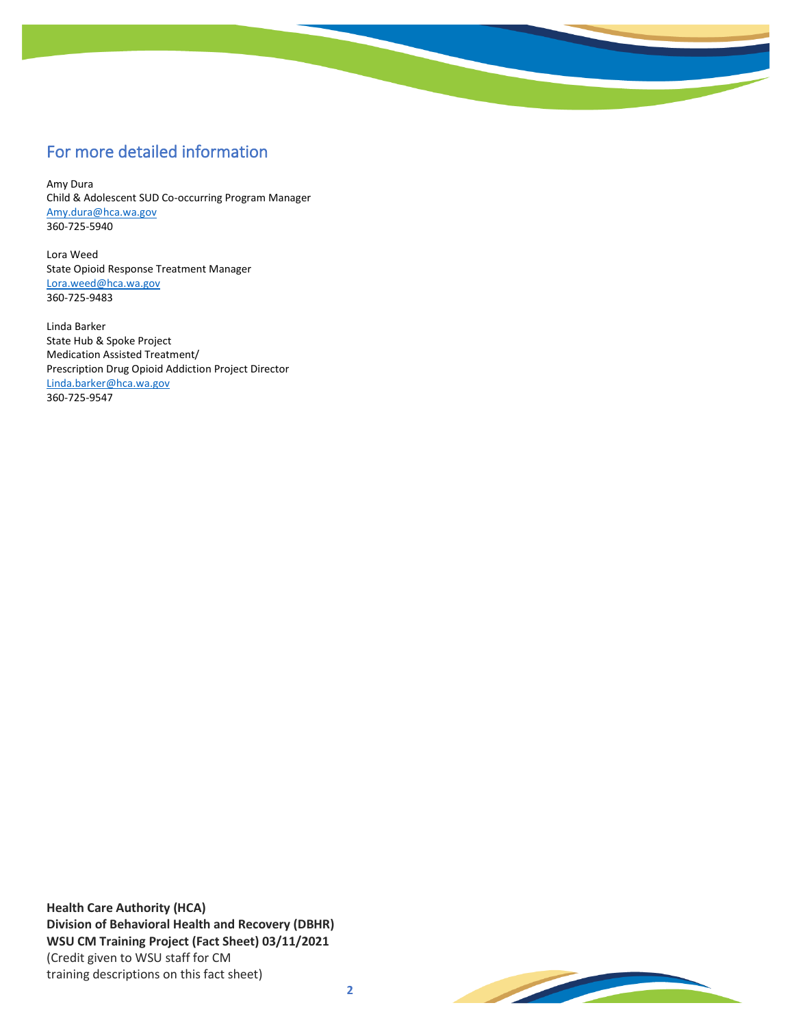## For more detailed information

Amy Dura
Child & Adolescent SUD Co-occurring Program Manager
Amy.dura@hca.wa.gov
360-725-5940

Lora Weed
State Opioid Response Treatment Manager
Lora.weed@hca.wa.gov
360-725-9483

Linda Barker
State Hub & Spoke Project
Medication Assisted Treatment/
Prescription Drug Opioid Addiction Project Director
Linda.barker@hca.wa.gov
360-725-9547

**Health Care Authority (HCA)**
**Division of Behavioral Health and Recovery (DBHR)**
**WSU CM Training Project (Fact Sheet) 03/11/2021**
(Credit given to WSU staff for CM
training descriptions on this fact sheet)